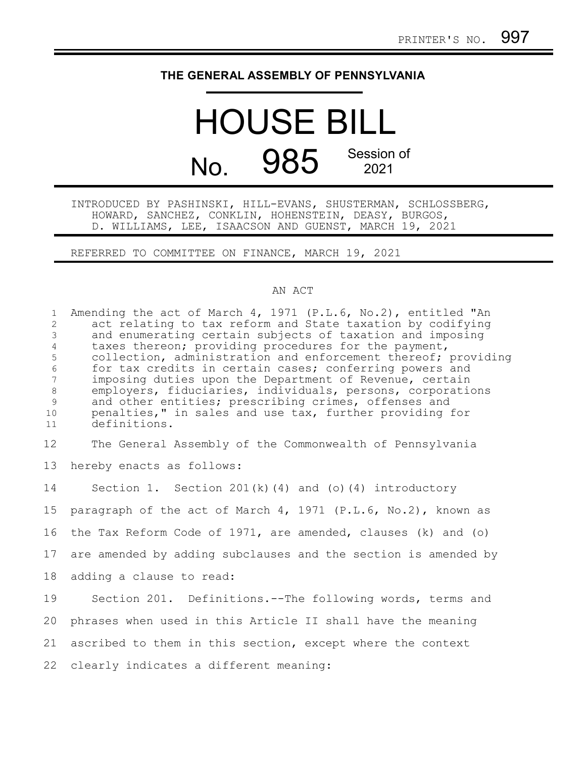PRINTER'S NO. 997

# THE GENERAL ASSEMBLY OF PENNSYLVANIA

# HOUSE BILL

## No. 985 Session of 2021

INTRODUCED BY PASHINSKI, HILL-EVANS, SHUSTERMAN, SCHLOSSBERG, HOWARD, SANCHEZ, CONKLIN, HOHENSTEIN, DEASY, BURGOS, D. WILLIAMS, LEE, ISAACSON AND GUENST, MARCH 19, 2021

REFERRED TO COMMITTEE ON FINANCE, MARCH 19, 2021

AN ACT

Amending the act of March 4, 1971 (P.L.6, No.2), entitled "An act relating to tax reform and State taxation by codifying and enumerating certain subjects of taxation and imposing taxes thereon; providing procedures for the payment, collection, administration and enforcement thereof; providing for tax credits in certain cases; conferring powers and imposing duties upon the Department of Revenue, certain employers, fiduciaries, individuals, persons, corporations and other entities; prescribing crimes, offenses and penalties," in sales and use tax, further providing for definitions.

The General Assembly of the Commonwealth of Pennsylvania hereby enacts as follows:

Section 1. Section 201(k)(4) and (o)(4) introductory paragraph of the act of March 4, 1971 (P.L.6, No.2), known as the Tax Reform Code of 1971, are amended, clauses (k) and (o) are amended by adding subclauses and the section is amended by adding a clause to read:

Section 201. Definitions.--The following words, terms and phrases when used in this Article II shall have the meaning ascribed to them in this section, except where the context clearly indicates a different meaning: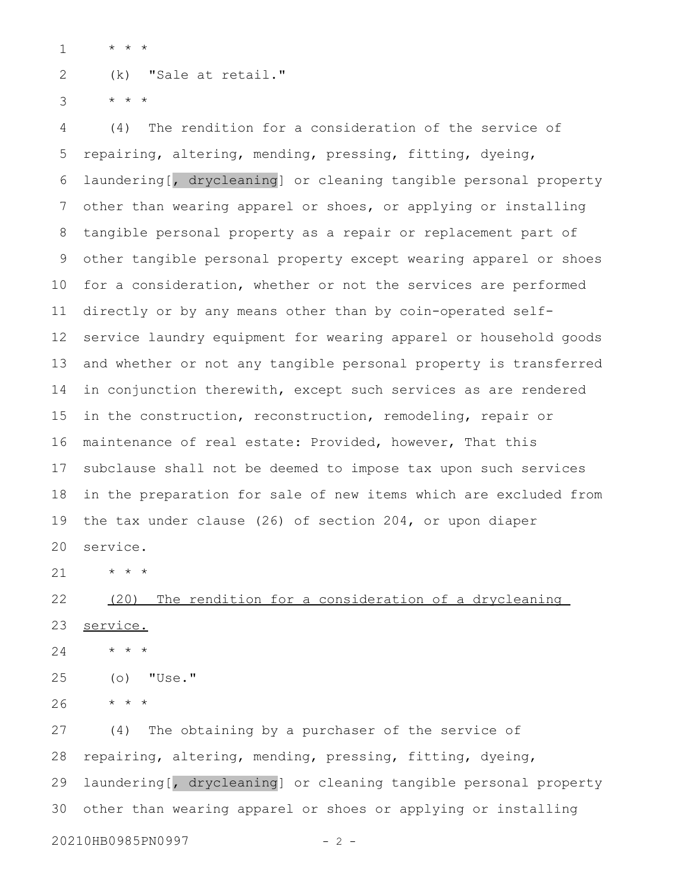\* \* \*

(k) "Sale at retail."

\* \* \*

(4) The rendition for a consideration of the service of repairing, altering, mending, pressing, fitting, dyeing, laundering[, drycleaning] or cleaning tangible personal property other than wearing apparel or shoes, or applying or installing tangible personal property as a repair or replacement part of other tangible personal property except wearing apparel or shoes for a consideration, whether or not the services are performed directly or by any means other than by coin-operated self-service laundry equipment for wearing apparel or household goods and whether or not any tangible personal property is transferred in conjunction therewith, except such services as are rendered in the construction, reconstruction, remodeling, repair or maintenance of real estate: Provided, however, That this subclause shall not be deemed to impose tax upon such services in the preparation for sale of new items which are excluded from the tax under clause (26) of section 204, or upon diaper service.

\* \* \*

<u>(20) The rendition for a consideration of a drycleaning service.</u>

\* \* \*

(o) "Use."

\* \* \*

(4) The obtaining by a purchaser of the service of repairing, altering, mending, pressing, fitting, dyeing, laundering[, drycleaning] or cleaning tangible personal property other than wearing apparel or shoes or applying or installing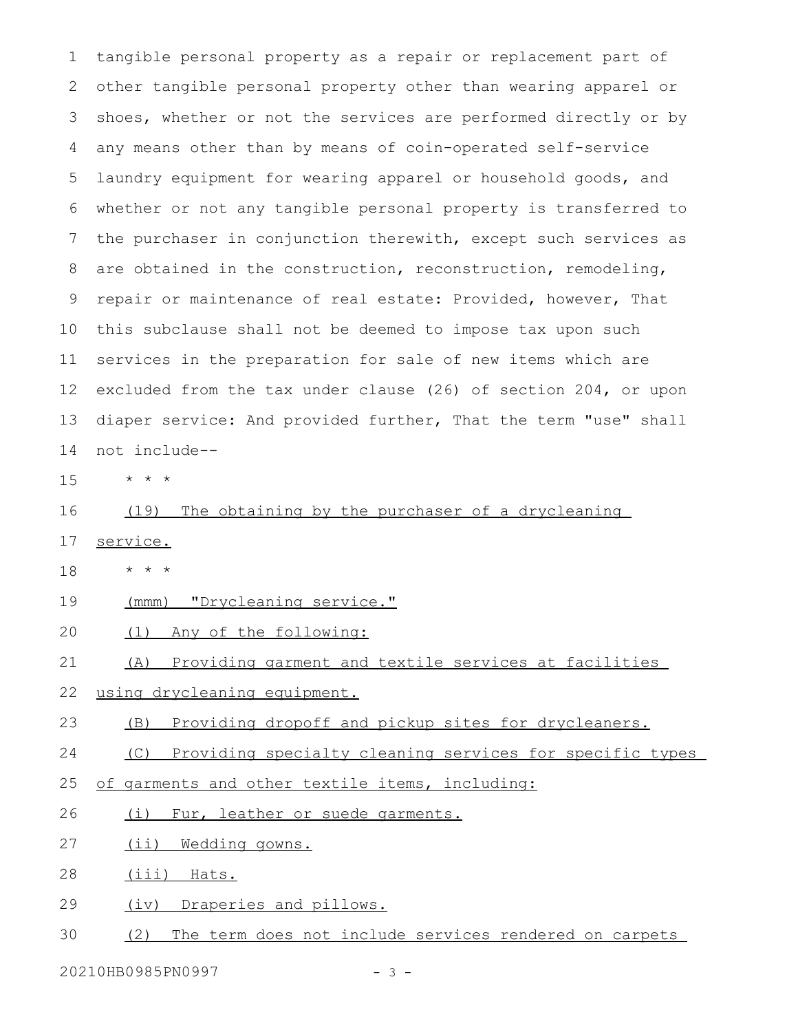tangible personal property as a repair or replacement part of other tangible personal property other than wearing apparel or shoes, whether or not the services are performed directly or by any means other than by means of coin-operated self-service laundry equipment for wearing apparel or household goods, and whether or not any tangible personal property is transferred to the purchaser in conjunction therewith, except such services as are obtained in the construction, reconstruction, remodeling, repair or maintenance of real estate: Provided, however, That this subclause shall not be deemed to impose tax upon such services in the preparation for sale of new items which are excluded from the tax under clause (26) of section 204, or upon diaper service: And provided further, That the term "use" shall not include--

\* \* \*

<u>(19) The obtaining by the purchaser of a drycleaning service.</u>

\* \* \*

<u>(mmm) "Drycleaning service."</u>

<u>(1) Any of the following:</u>

<u>(A) Providing garment and textile services at facilities using drycleaning equipment.</u>

<u>(B) Providing dropoff and pickup sites for drycleaners.</u>

<u>(C) Providing specialty cleaning services for specific types of garments and other textile items, including:</u>

<u>(i) Fur, leather or suede garments.</u>

<u>(ii) Wedding gowns.</u>

<u>(iii) Hats.</u>

<u>(iv) Draperies and pillows.</u>

<u>(2) The term does not include services rendered on carpets</u>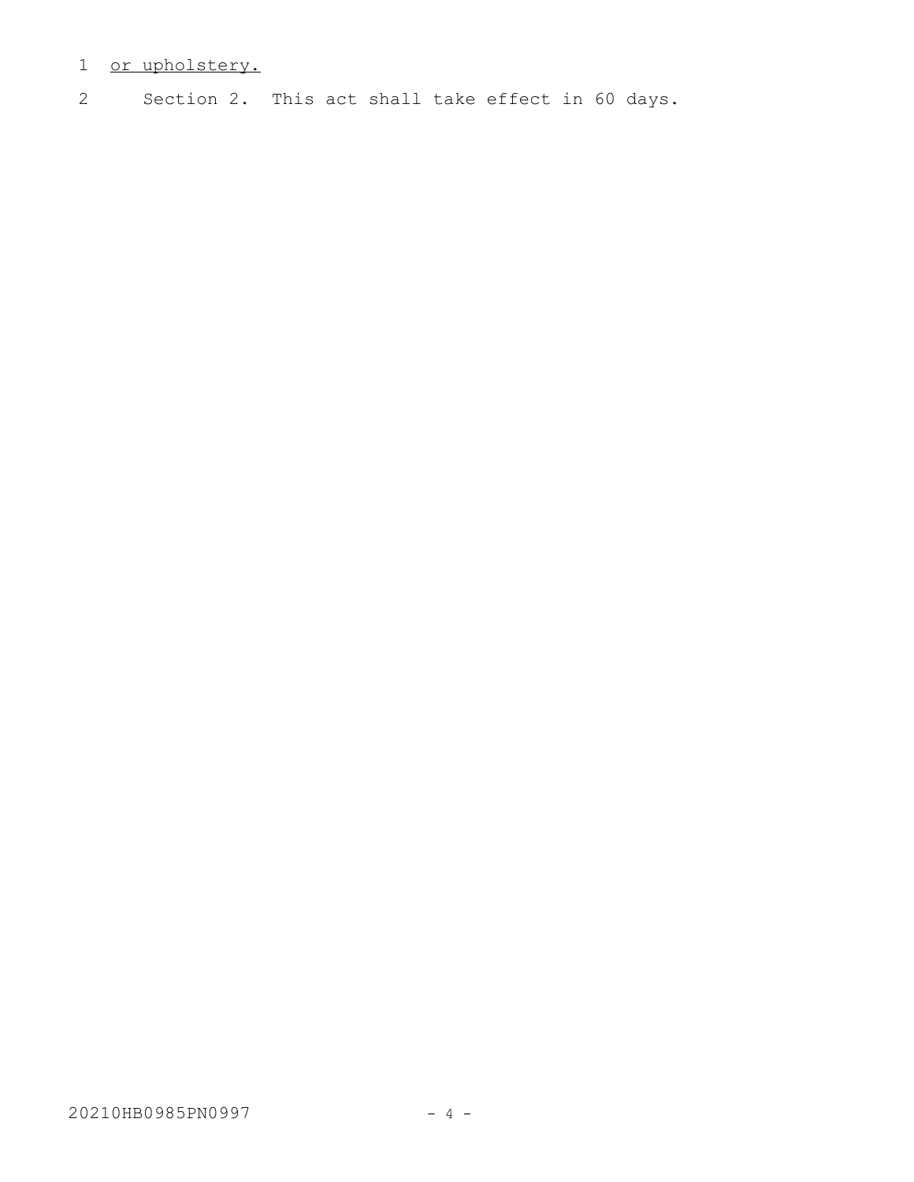or upholstery.

Section 2. This act shall take effect in 60 days.